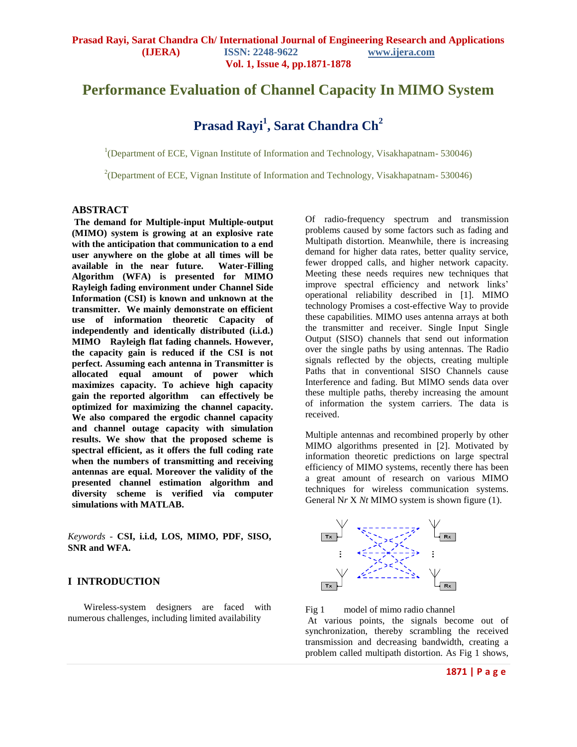# Performance Evaluation of Channel Capacity In MIMO System

## Prasad Rayi[1], Sarat Chandra Ch[2]

[1](Department of ECE, Vignan Institute of Information and Technology, Visakhapatnam- 530046)

[2](Department of ECE, Vignan Institute of Information and Technology, Visakhapatnam- 530046)

### ABSTRACT

**The demand for Multiple-input Multiple-output (MIMO) system is growing at an explosive rate with the anticipation that communication to a end user anywhere on the globe at all times will be available in the near future. Water-Filling Algorithm (WFA) is presented for MIMO Rayleigh fading environment under Channel Side Information (CSI) is known and unknown at the transmitter. We mainly demonstrate on efficient use of information theoretic Capacity of independently and identically distributed (i.i.d.) MIMO Rayleigh flat fading channels. However, the capacity gain is reduced if the CSI is not perfect. Assuming each antenna in Transmitter is allocated equal amount of power which maximizes capacity. To achieve high capacity gain the reported algorithm can effectively be optimized for maximizing the channel capacity. We also compared the ergodic channel capacity and channel outage capacity with simulation results. We show that the proposed scheme is spectral efficient, as it offers the full coding rate when the numbers of transmitting and receiving antennas are equal. Moreover the validity of the presented channel estimation algorithm and diversity scheme is verified via computer simulations with MATLAB.**

*Keywords* - **CSI, i.i.d, LOS, MIMO, PDF, SISO, SNR and WFA.**

### I INTRODUCTION

Wireless-system designers are faced with numerous challenges, including limited availability Of radio-frequency spectrum and transmission problems caused by some factors such as fading and Multipath distortion. Meanwhile, there is increasing demand for higher data rates, better quality service, fewer dropped calls, and higher network capacity. Meeting these needs requires new techniques that improve spectral efficiency and network links' operational reliability described in [1]. MIMO technology Promises a cost-effective Way to provide these capabilities. MIMO uses antenna arrays at both the transmitter and receiver. Single Input Single Output (SISO) channels that send out information over the single paths by using antennas. The Radio signals reflected by the objects, creating multiple Paths that in conventional SISO Channels cause Interference and fading. But MIMO sends data over these multiple paths, thereby increasing the amount of information the system carriers. The data is received.

Multiple antennas and recombined properly by other MIMO algorithms presented in [2]. Motivated by information theoretic predictions on large spectral efficiency of MIMO systems, recently there has been a great amount of research on various MIMO techniques for wireless communication systems. General N*r* X *Nt* MIMO system is shown figure (1).

Fig 1 model of mimo radio channel

At various points, the signals become out of synchronization, thereby scrambling the received transmission and decreasing bandwidth, creating a problem called multipath distortion. As Fig 1 shows,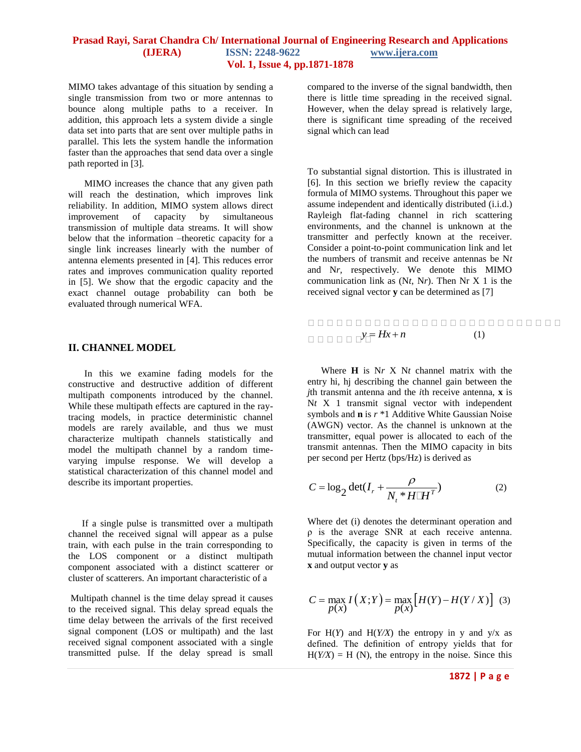MIMO takes advantage of this situation by sending a single transmission from two or more antennas to bounce along multiple paths to a receiver. In addition, this approach lets a system divide a single data set into parts that are sent over multiple paths in parallel. This lets the system handle the information faster than the approaches that send data over a single path reported in [3].

MIMO increases the chance that any given path will reach the destination, which improves link reliability. In addition, MIMO system allows direct improvement of capacity by simultaneous transmission of multiple data streams. It will show below that the information –theoretic capacity for a single link increases linearly with the number of antenna elements presented in [4]. This reduces error rates and improves communication quality reported in [5]. We show that the ergodic capacity and the exact channel outage probability can both be evaluated through numerical WFA.

## II. CHANNEL MODEL

In this we examine fading models for the constructive and destructive addition of different multipath components introduced by the channel. While these multipath effects are captured in the ray-tracing models, in practice deterministic channel models are rarely available, and thus we must characterize multipath channels statistically and model the multipath channel by a random time-varying impulse response. We will develop a statistical characterization of this channel model and describe its important properties.

If a single pulse is transmitted over a multipath channel the received signal will appear as a pulse train, with each pulse in the train corresponding to the LOS component or a distinct multipath component associated with a distinct scatterer or cluster of scatterers. An important characteristic of a

Multipath channel is the time delay spread it causes to the received signal. This delay spread equals the time delay between the arrivals of the first received signal component (LOS or multipath) and the last received signal component associated with a single transmitted pulse. If the delay spread is small compared to the inverse of the signal bandwidth, then there is little time spreading in the received signal. However, when the delay spread is relatively large, there is significant time spreading of the received signal which can lead

To substantial signal distortion. This is illustrated in [6]. In this section we briefly review the capacity formula of MIMO systems. Throughout this paper we assume independent and identically distributed (i.i.d.) Rayleigh flat-fading channel in rich scattering environments, and the channel is unknown at the transmitter and perfectly known at the receiver. Consider a point-to-point communication link and let the numbers of transmit and receive antennas be N*t* and N*r*, respectively. We denote this MIMO communication link as (N*t*, N*r*). Then Nr X 1 is the received signal vector **y** can be determined as [7]

$$y = Hx + n \qquad (1)$$

Where **H** is N*r* X N*t* channel matrix with the entry hi, hj describing the channel gain between the *j*th transmit antenna and the *i*th receive antenna, **x** is N*t* X 1 transmit signal vector with independent symbols and **n** is *r* *1 Additive White Gaussian Noise (AWGN) vector. As the channel is unknown at the transmitter, equal power is allocated to each of the transmit antennas. Then the MIMO capacity in bits per second per Hertz (bps/Hz) is derived as

$$C = \log_2 \det(I_r + \frac{\rho}{N_t * H H^T}) \qquad (2)$$

Where det (i) denotes the determinant operation and ρ is the average SNR at each receive antenna. Specifically, the capacity is given in terms of the mutual information between the channel input vector **x** and output vector **y** as

$$C = \max_{p(x)} I\left(X;Y\right) = \max_{p(x)}\left[H(Y) - H(Y/X)\right] \quad (3)$$

For H(*Y*) and H(*Y/X*) the entropy in y and y/x as defined. The definition of entropy yields that for H(*Y/X*) = H (N), the entropy in the noise. Since this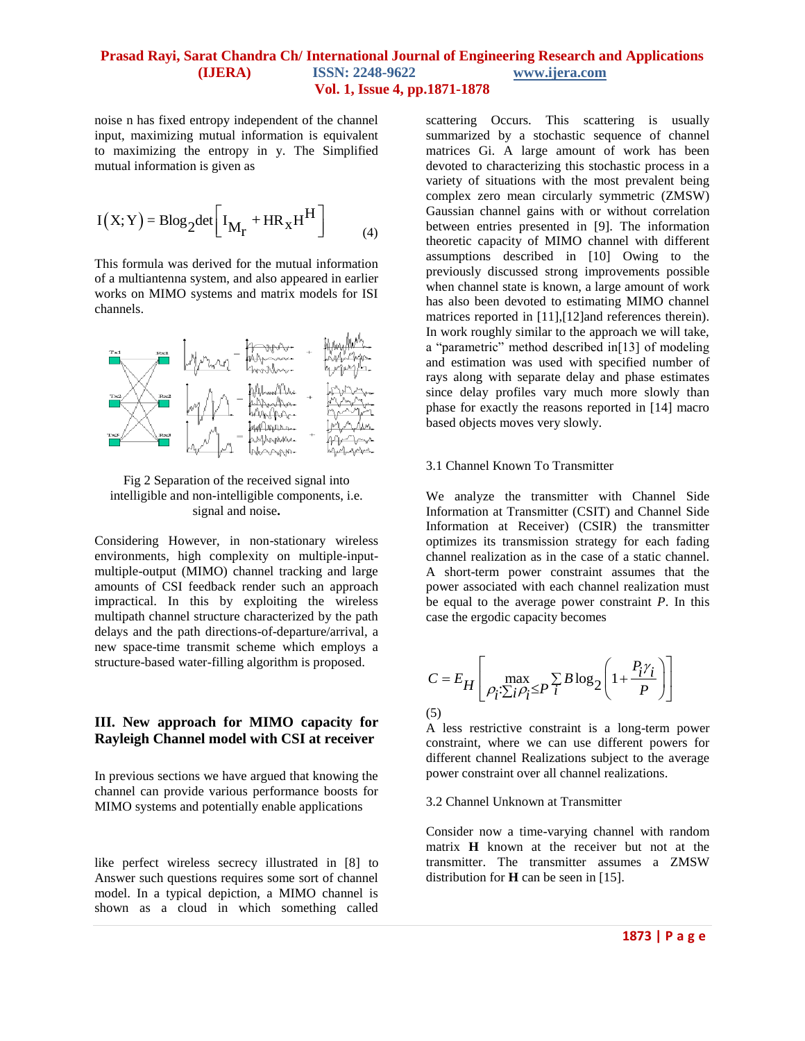noise n has fixed entropy independent of the channel input, maximizing mutual information is equivalent to maximizing the entropy in y. The Simplified mutual information is given as

$$I(X;Y) = B\log_2 \det\left[I_{M_r} + HR_x H^H\right] \tag{4}$$

This formula was derived for the mutual information of a multiantenna system, and also appeared in earlier works on MIMO systems and matrix models for ISI channels.

Fig 2 Separation of the received signal into intelligible and non-intelligible components, i.e. signal and noise**.**

Considering However, in non-stationary wireless environments, high complexity on multiple-input-multiple-output (MIMO) channel tracking and large amounts of CSI feedback render such an approach impractical. In this by exploiting the wireless multipath channel structure characterized by the path delays and the path directions-of-departure/arrival, a new space-time transmit scheme which employs a structure-based water-filling algorithm is proposed.

## III. New approach for MIMO capacity for Rayleigh Channel model with CSI at receiver

In previous sections we have argued that knowing the channel can provide various performance boosts for MIMO systems and potentially enable applications

like perfect wireless secrecy illustrated in [8] to Answer such questions requires some sort of channel model. In a typical depiction, a MIMO channel is shown as a cloud in which something called scattering Occurs. This scattering is usually summarized by a stochastic sequence of channel matrices Gi. A large amount of work has been devoted to characterizing this stochastic process in a variety of situations with the most prevalent being complex zero mean circularly symmetric (ZMSW) Gaussian channel gains with or without correlation between entries presented in [9]. The information theoretic capacity of MIMO channel with different assumptions described in [10] Owing to the previously discussed strong improvements possible when channel state is known, a large amount of work has also been devoted to estimating MIMO channel matrices reported in [11],[12]and references therein). In work roughly similar to the approach we will take, a "parametric" method described in[13] of modeling and estimation was used with specified number of rays along with separate delay and phase estimates since delay profiles vary much more slowly than phase for exactly the reasons reported in [14] macro based objects moves very slowly.

### 3.1 Channel Known To Transmitter

We analyze the transmitter with Channel Side Information at Transmitter (CSIT) and Channel Side Information at Receiver) (CSIR) the transmitter optimizes its transmission strategy for each fading channel realization as in the case of a static channel. A short-term power constraint assumes that the power associated with each channel realization must be equal to the average power constraint *P*. In this case the ergodic capacity becomes

$$C = E_H\left[\max_{\rho_i:\sum_i \rho_i \le P} \sum_i B\log_2\left(1+\frac{P_i\gamma_i}{P}\right)\right]$$

(5)

A less restrictive constraint is a long-term power constraint, where we can use different powers for different channel Realizations subject to the average power constraint over all channel realizations.

### 3.2 Channel Unknown at Transmitter

Consider now a time-varying channel with random matrix **H** known at the receiver but not at the transmitter. The transmitter assumes a ZMSW distribution for **H** can be seen in [15].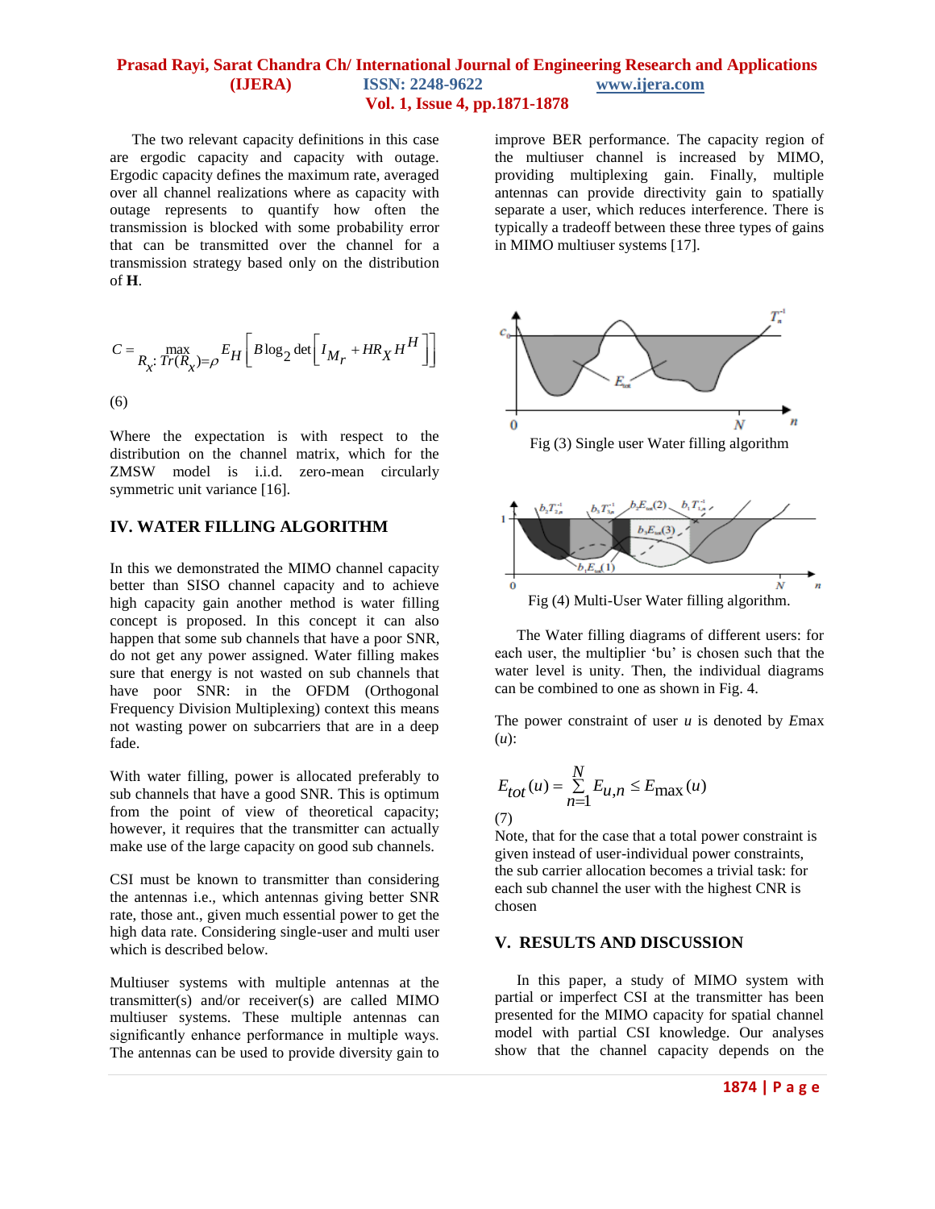The two relevant capacity definitions in this case are ergodic capacity and capacity with outage. Ergodic capacity defines the maximum rate, averaged over all channel realizations where as capacity with outage represents to quantify how often the transmission is blocked with some probability error that can be transmitted over the channel for a transmission strategy based only on the distribution of **H**.

$$C = \max_{R_X : Tr(R_X)=\rho} E_H \left[ B \log_2 \det \left[ I_{M_r} + H R_X H^H \right] \right]$$

(6)

Where the expectation is with respect to the distribution on the channel matrix, which for the ZMSW model is i.i.d. zero-mean circularly symmetric unit variance [16].

## IV. WATER FILLING ALGORITHM

In this we demonstrated the MIMO channel capacity better than SISO channel capacity and to achieve high capacity gain another method is water filling concept is proposed. In this concept it can also happen that some sub channels that have a poor SNR, do not get any power assigned. Water filling makes sure that energy is not wasted on sub channels that have poor SNR: in the OFDM (Orthogonal Frequency Division Multiplexing) context this means not wasting power on subcarriers that are in a deep fade.

With water filling, power is allocated preferably to sub channels that have a good SNR. This is optimum from the point of view of theoretical capacity; however, it requires that the transmitter can actually make use of the large capacity on good sub channels.

CSI must be known to transmitter than considering the antennas i.e., which antennas giving better SNR rate, those ant., given much essential power to get the high data rate. Considering single-user and multi user which is described below.

Multiuser systems with multiple antennas at the transmitter(s) and/or receiver(s) are called MIMO multiuser systems. These multiple antennas can significantly enhance performance in multiple ways. The antennas can be used to provide diversity gain to improve BER performance. The capacity region of the multiuser channel is increased by MIMO, providing multiplexing gain. Finally, multiple antennas can provide directivity gain to spatially separate a user, which reduces interference. There is typically a tradeoff between these three types of gains in MIMO multiuser systems [17].

Fig (3) Single user Water filling algorithm

Fig (4) Multi-User Water filling algorithm.

The Water filling diagrams of different users: for each user, the multiplier 'bu' is chosen such that the water level is unity. Then, the individual diagrams can be combined to one as shown in Fig. 4.

The power constraint of user $u$ is denoted by $E$max ($u$):

$$E_{tot}(u) = \sum_{n=1}^{N} E_{u,n} \leq E_{\max}(u)$$

(7)

Note, that for the case that a total power constraint is given instead of user-individual power constraints, the sub carrier allocation becomes a trivial task: for each sub channel the user with the highest CNR is chosen

## V. RESULTS AND DISCUSSION

In this paper, a study of MIMO system with partial or imperfect CSI at the transmitter has been presented for the MIMO capacity for spatial channel model with partial CSI knowledge. Our analyses show that the channel capacity depends on the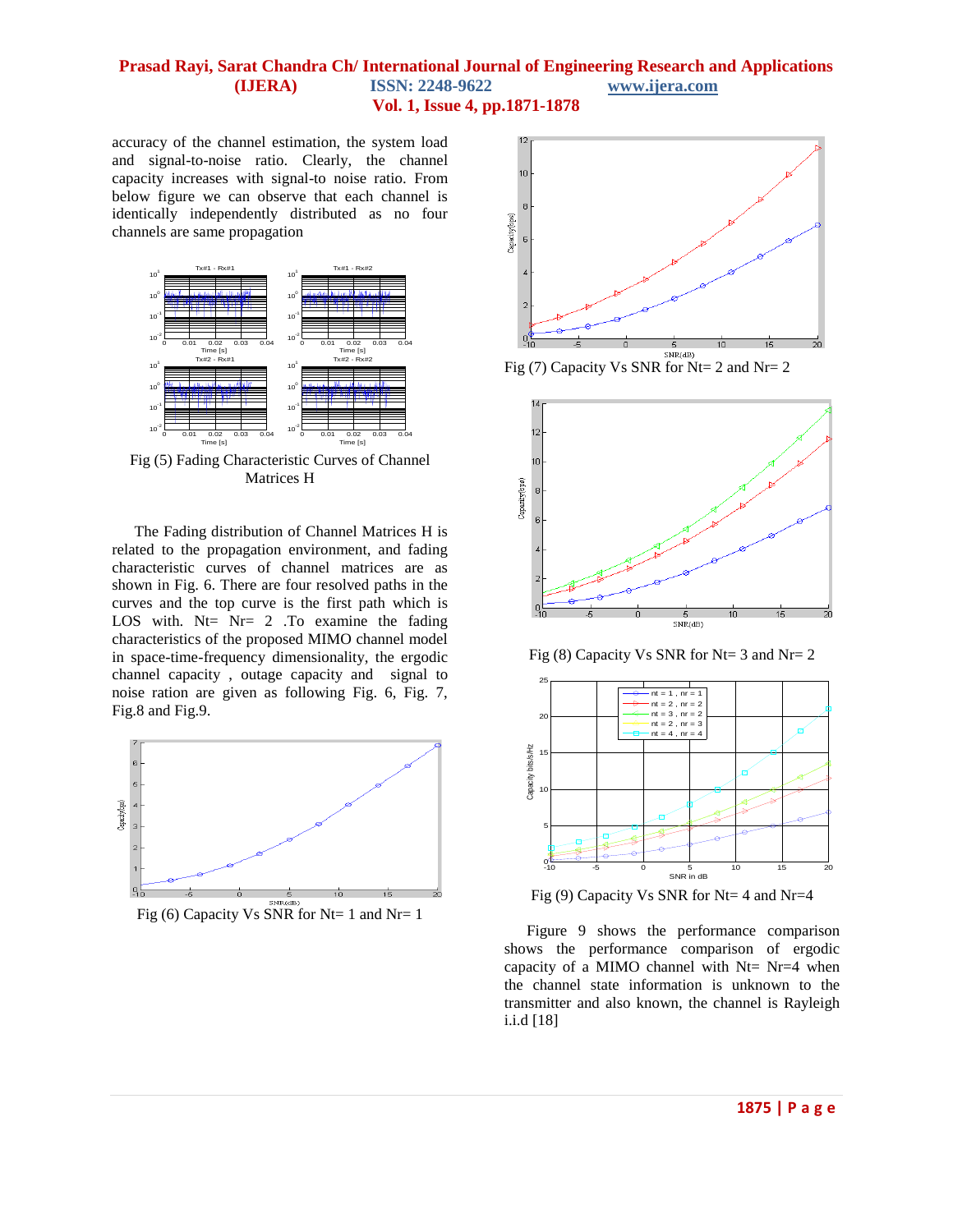accuracy of the channel estimation, the system load and signal-to-noise ratio. Clearly, the channel capacity increases with signal-to noise ratio. From below figure we can observe that each channel is identically independently distributed as no four channels are same propagation

Fig (5) Fading Characteristic Curves of Channel Matrices H

The Fading distribution of Channel Matrices H is related to the propagation environment, and fading characteristic curves of channel matrices are as shown in Fig. 6. There are four resolved paths in the curves and the top curve is the first path which is LOS with. Nt= Nr= 2 .To examine the fading characteristics of the proposed MIMO channel model in space-time-frequency dimensionality, the ergodic channel capacity , outage capacity and signal to noise ration are given as following Fig. 6, Fig. 7, Fig.8 and Fig.9.

Fig (6) Capacity Vs SNR for Nt= 1 and Nr= 1

Fig (7) Capacity Vs SNR for Nt= 2 and Nr= 2

Fig (8) Capacity Vs SNR for Nt= 3 and Nr= 2

Fig (9) Capacity Vs SNR for Nt= 4 and Nr=4

Figure 9 shows the performance comparison shows the performance comparison of ergodic capacity of a MIMO channel with Nt= Nr=4 when the channel state information is unknown to the transmitter and also known, the channel is Rayleigh i.i.d [18]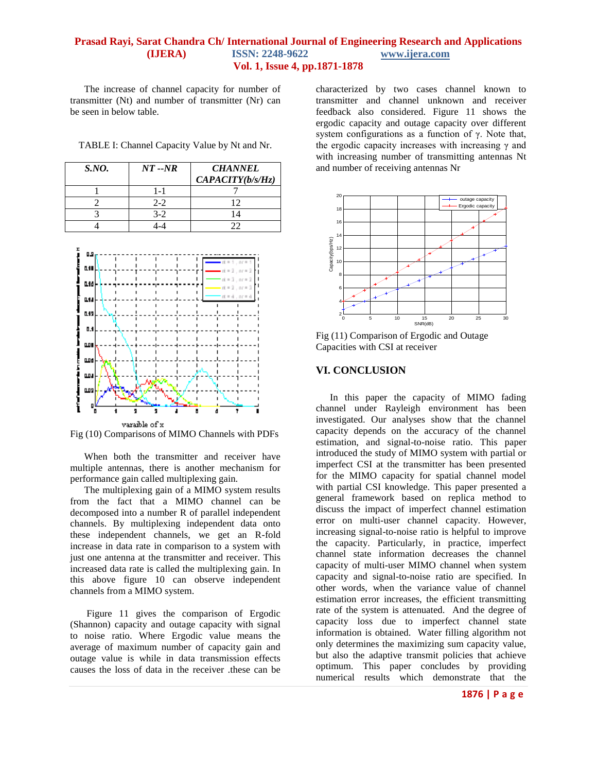The increase of channel capacity for number of transmitter (Nt) and number of transmitter (Nr) can be seen in below table.

TABLE I: Channel Capacity Value by Nt and Nr.

| *S.NO.* | *NT --NR* | *CHANNEL CAPACITY(b/s/Hz)* |
|---|---|---|
| 1 | 1-1 | 7 |
| 2 | 2-2 | 12 |
| 3 | 3-2 | 14 |
| 4 | 4-4 | 22 |

Fig (10) Comparisons of MIMO Channels with PDFs

When both the transmitter and receiver have multiple antennas, there is another mechanism for performance gain called multiplexing gain.

The multiplexing gain of a MIMO system results from the fact that a MIMO channel can be decomposed into a number R of parallel independent channels. By multiplexing independent data onto these independent channels, we get an R-fold increase in data rate in comparison to a system with just one antenna at the transmitter and receiver. This increased data rate is called the multiplexing gain. In this above figure 10 can observe independent channels from a MIMO system.

Figure 11 gives the comparison of Ergodic (Shannon) capacity and outage capacity with signal to noise ratio. Where Ergodic value means the average of maximum number of capacity gain and outage value is while in data transmission effects causes the loss of data in the receiver .these can be characterized by two cases channel known to transmitter and channel unknown and receiver feedback also considered. Figure 11 shows the ergodic capacity and outage capacity over different system configurations as a function of $\gamma$. Note that, the ergodic capacity increases with increasing $\gamma$ and with increasing number of transmitting antennas Nt and number of receiving antennas Nr

Fig (11) Comparison of Ergodic and Outage Capacities with CSI at receiver

## VI. CONCLUSION

In this paper the capacity of MIMO fading channel under Rayleigh environment has been investigated. Our analyses show that the channel capacity depends on the accuracy of the channel estimation, and signal-to-noise ratio. This paper introduced the study of MIMO system with partial or imperfect CSI at the transmitter has been presented for the MIMO capacity for spatial channel model with partial CSI knowledge. This paper presented a general framework based on replica method to discuss the impact of imperfect channel estimation error on multi-user channel capacity. However, increasing signal-to-noise ratio is helpful to improve the capacity. Particularly, in practice, imperfect channel state information decreases the channel capacity of multi-user MIMO channel when system capacity and signal-to-noise ratio are specified. In other words, when the variance value of channel estimation error increases, the efficient transmitting rate of the system is attenuated. And the degree of capacity loss due to imperfect channel state information is obtained. Water filling algorithm not only determines the maximizing sum capacity value, but also the adaptive transmit policies that achieve optimum. This paper concludes by providing numerical results which demonstrate that the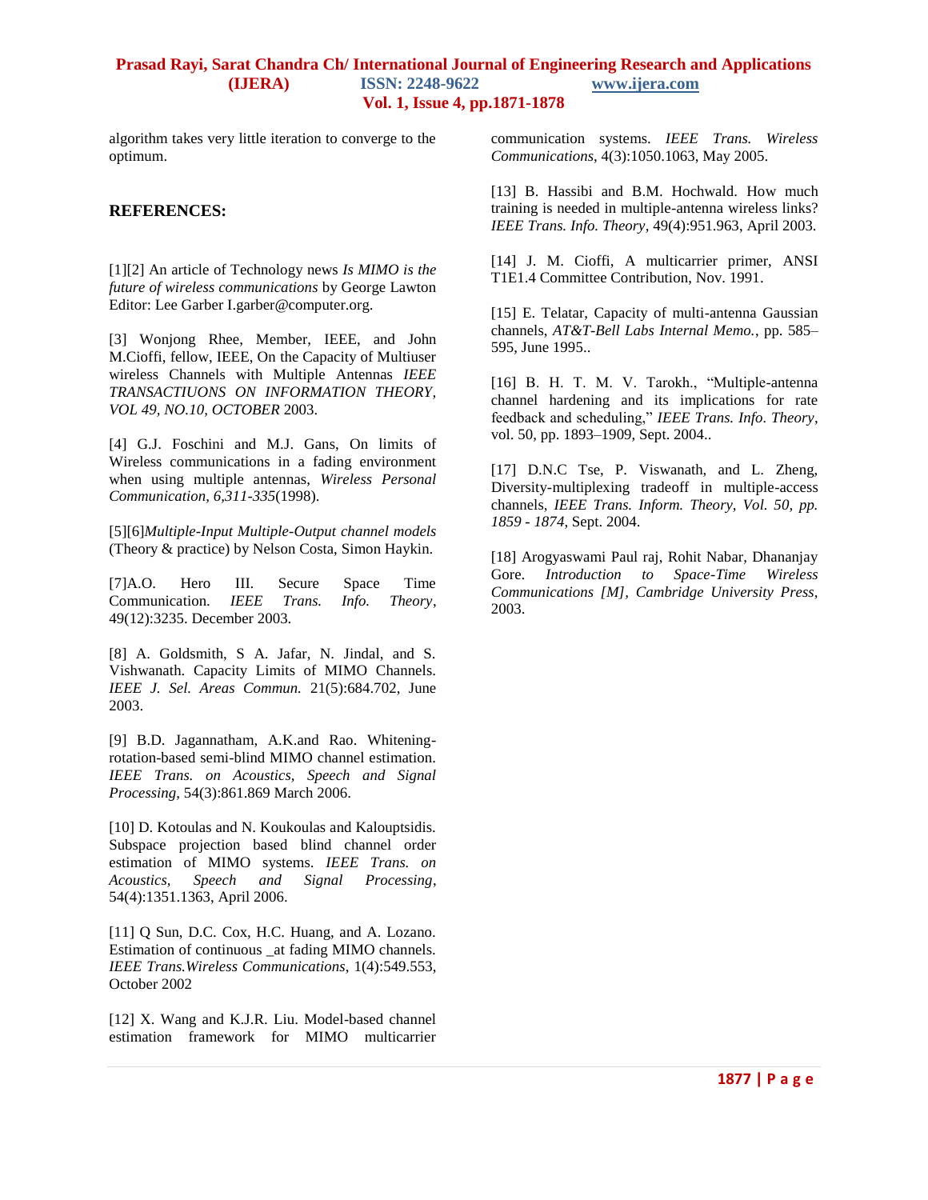algorithm takes very little iteration to converge to the optimum.

### REFERENCES:

[1][2] An article of Technology news *Is MIMO is the future of wireless communications* by George Lawton Editor: Lee Garber I.garber@computer.org.

[3] Wonjong Rhee, Member, IEEE, and John M.Cioffi, fellow, IEEE, On the Capacity of Multiuser wireless Channels with Multiple Antennas *IEEE TRANSACTIUONS ON INFORMATION THEORY, VOL 49, NO.10, OCTOBER* 2003.

[4] G.J. Foschini and M.J. Gans, On limits of Wireless communications in a fading environment when using multiple antennas, *Wireless Personal Communication, 6,311-335*(1998).

[5][6]*Multiple-Input Multiple-Output channel models* (Theory & practice) by Nelson Costa, Simon Haykin.

[7]A.O. Hero III. Secure Space Time Communication. *IEEE Trans. Info. Theory*, 49(12):3235. December 2003.

[8] A. Goldsmith, S A. Jafar, N. Jindal, and S. Vishwanath. Capacity Limits of MIMO Channels. *IEEE J. Sel. Areas Commun.* 21(5):684.702, June 2003.

[9] B.D. Jagannatham, A.K.and Rao. Whitening-rotation-based semi-blind MIMO channel estimation. *IEEE Trans. on Acoustics, Speech and Signal Processing*, 54(3):861.869 March 2006.

[10] D. Kotoulas and N. Koukoulas and Kalouptsidis. Subspace projection based blind channel order estimation of MIMO systems. *IEEE Trans. on Acoustics, Speech and Signal Processing*, 54(4):1351.1363, April 2006.

[11] Q Sun, D.C. Cox, H.C. Huang, and A. Lozano. Estimation of continuous _at fading MIMO channels. *IEEE Trans.Wireless Communications*, 1(4):549.553, October 2002

[12] X. Wang and K.J.R. Liu. Model-based channel estimation framework for MIMO multicarrier communication systems. *IEEE Trans. Wireless Communications*, 4(3):1050.1063, May 2005.

[13] B. Hassibi and B.M. Hochwald. How much training is needed in multiple-antenna wireless links? *IEEE Trans. Info. Theory*, 49(4):951.963, April 2003.

[14] J. M. Cioffi, A multicarrier primer, ANSI T1E1.4 Committee Contribution, Nov. 1991.

[15] E. Telatar, Capacity of multi-antenna Gaussian channels, *AT&T-Bell Labs Internal Memo.*, pp. 585–595, June 1995..

[16] B. H. T. M. V. Tarokh., "Multiple-antenna channel hardening and its implications for rate feedback and scheduling," *IEEE Trans. Info. Theory*, vol. 50, pp. 1893–1909, Sept. 2004..

[17] D.N.C Tse, P. Viswanath, and L. Zheng, Diversity-multiplexing tradeoff in multiple-access channels, *IEEE Trans. Inform. Theory, Vol. 50, pp. 1859 - 1874*, Sept. 2004.

[18] Arogyaswami Paul raj, Rohit Nabar, Dhananjay Gore. *Introduction to Space-Time Wireless Communications [M], Cambridge University Press*, 2003.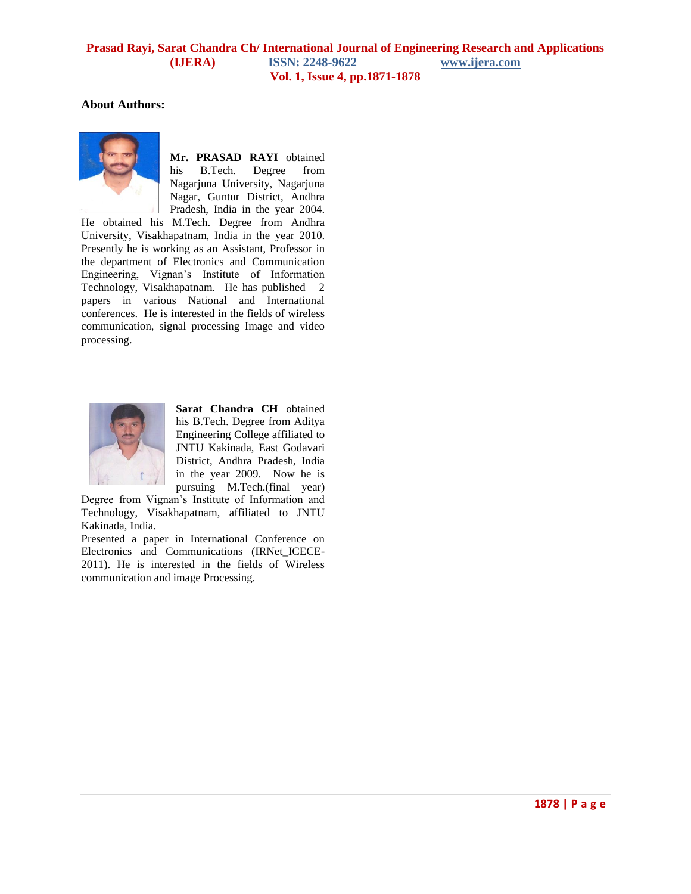### About Authors:

**Mr. PRASAD RAYI** obtained his B.Tech. Degree from Nagarjuna University, Nagarjuna Nagar, Guntur District, Andhra Pradesh, India in the year 2004. He obtained his M.Tech. Degree from Andhra University, Visakhapatnam, India in the year 2010. Presently he is working as an Assistant, Professor in the department of Electronics and Communication Engineering, Vignan's Institute of Information Technology, Visakhapatnam. He has published 2 papers in various National and International conferences. He is interested in the fields of wireless communication, signal processing Image and video processing.

**Sarat Chandra CH** obtained his B.Tech. Degree from Aditya Engineering College affiliated to JNTU Kakinada, East Godavari District, Andhra Pradesh, India in the year 2009. Now he is pursuing M.Tech.(final year) Degree from Vignan's Institute of Information and Technology, Visakhapatnam, affiliated to JNTU Kakinada, India.

Presented a paper in International Conference on Electronics and Communications (IRNet_ICECE-2011). He is interested in the fields of Wireless communication and image Processing.